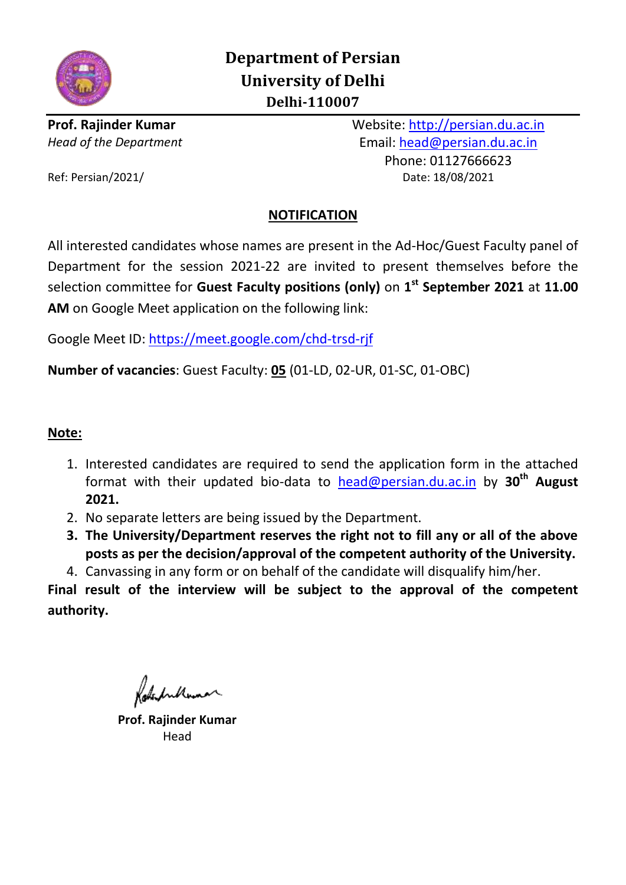# Department of Persian
## University of Delhi
### Delhi-110007

**Prof. Rajinder Kumar**
*Head of the Department*

Website: http://persian.du.ac.in
Email: head@persian.du.ac.in
Phone: 01127666623

Ref: Persian/2021/

Date: 18/08/2021

## NOTIFICATION

All interested candidates whose names are present in the Ad-Hoc/Guest Faculty panel of Department for the session 2021-22 are invited to present themselves before the selection committee for **Guest Faculty positions (only)** on **1st September 2021** at **11.00 AM** on Google Meet application on the following link:

Google Meet ID: https://meet.google.com/chd-trsd-rjf

**Number of vacancies**: Guest Faculty: **05** (01-LD, 02-UR, 01-SC, 01-OBC)

**Note:**

1. Interested candidates are required to send the application form in the attached format with their updated bio-data to head@persian.du.ac.in by **30th August 2021.**
2. No separate letters are being issued by the Department.
3. **The University/Department reserves the right not to fill any or all of the above posts as per the decision/approval of the competent authority of the University.**
4. Canvassing in any form or on behalf of the candidate will disqualify him/her.

**Final result of the interview will be subject to the approval of the competent authority.**

**Prof. Rajinder Kumar**
Head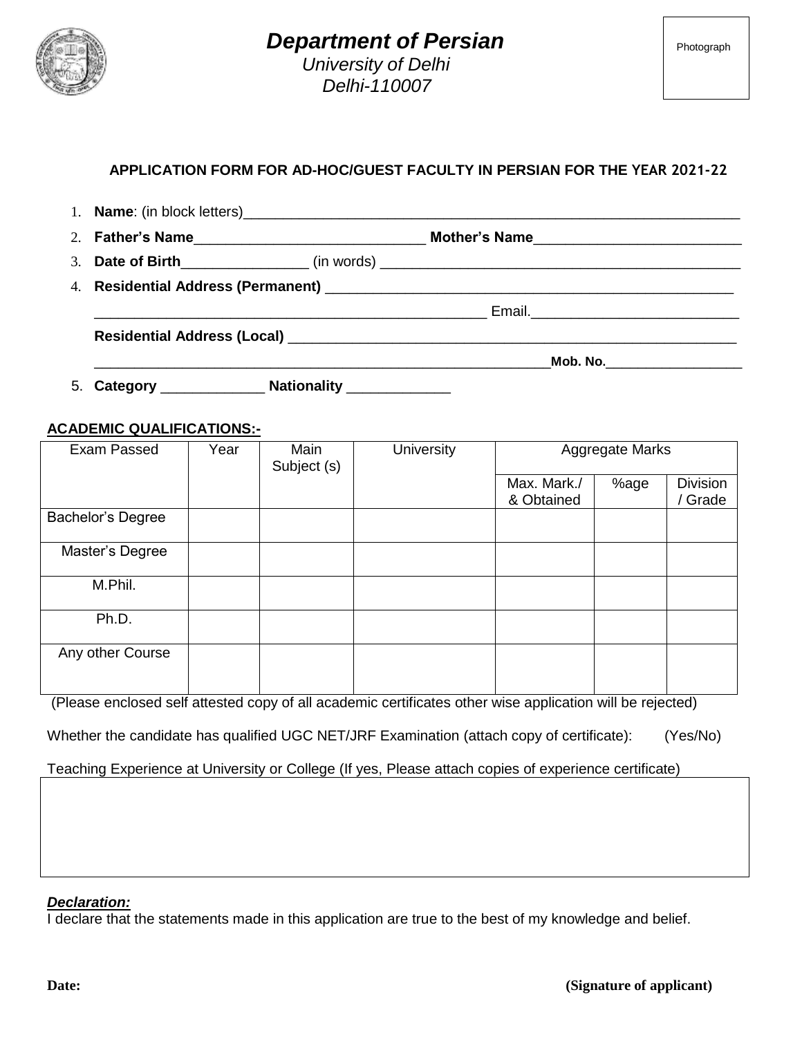# Department of Persian

*University of Delhi*
*Delhi-110007*

Photograph

**APPLICATION FORM FOR AD-HOC/GUEST FACULTY IN PERSIAN FOR THE YEAR 2021-22**

1. **Name**: (in block letters)________________________________________________________________
2. **Father's Name**______________________________ **Mother's Name**__________________________
3. **Date of Birth**________________ (in words) _______________________________________________
4. **Residential Address (Permanent)** ____________________________________________________
   ___________________________________________________ Email.__________________________
   **Residential Address (Local)** ______________________________________________________________
   ____________________________________________________________**Mob. No.**__________________
5. **Category** _____________ **Nationality** _____________

**ACADEMIC QUALIFICATIONS:-**

| Exam Passed | Year | Main Subject (s) | University | Aggregate Marks | | |
|---|---|---|---|---|---|---|
| | | | | Max. Mark./ & Obtained | %age | Division / Grade |
| Bachelor's Degree | | | | | | |
| Master's Degree | | | | | | |
| M.Phil. | | | | | | |
| Ph.D. | | | | | | |
| Any other Course | | | | | | |

(Please enclosed self attested copy of all academic certificates other wise application will be rejected)

Whether the candidate has qualified UGC NET/JRF Examination (attach copy of certificate): (Yes/No)

Teaching Experience at University or College (If yes, Please attach copies of experience certificate)

***Declaration:***

I declare that the statements made in this application are true to the best of my knowledge and belief.

**Date:** **(Signature of applicant)**